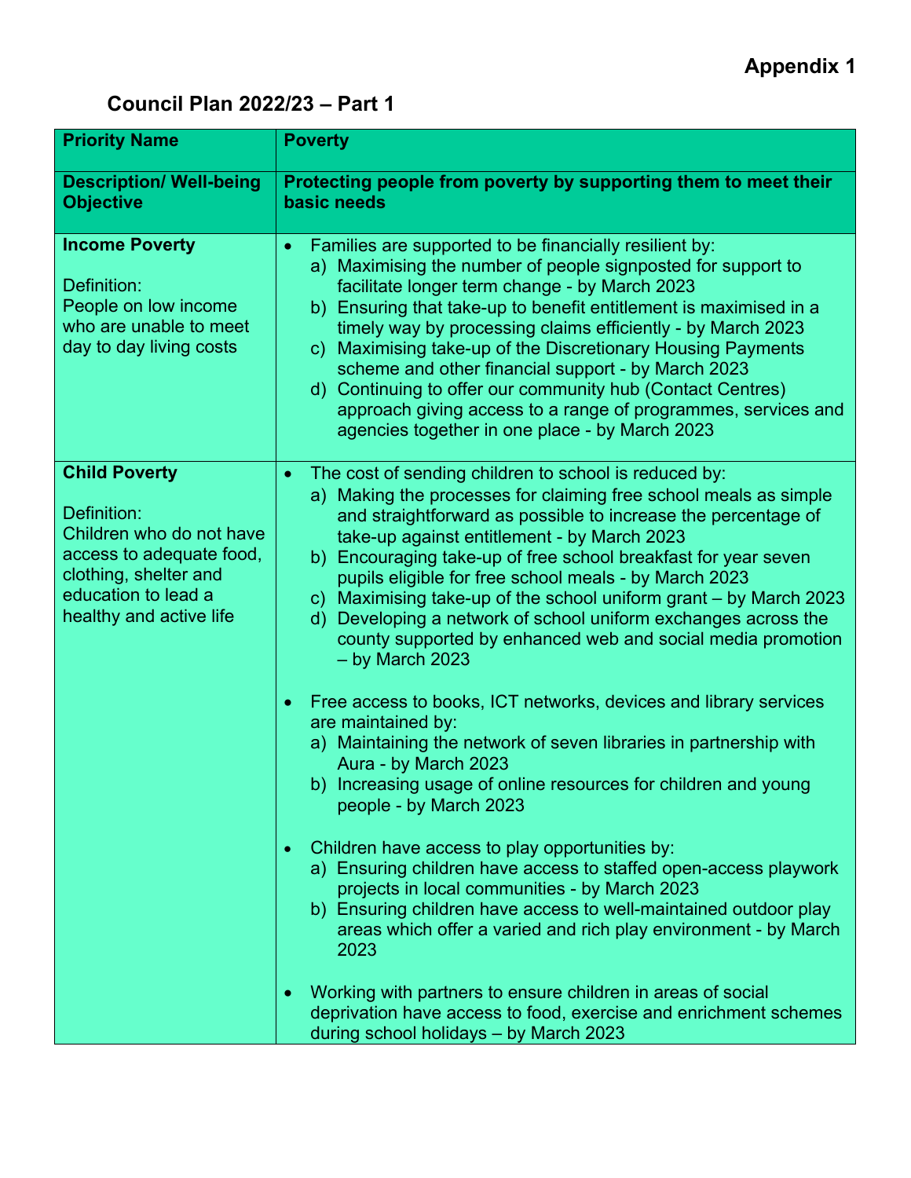**Appendix 1**

## Council Plan 2022/23 – Part 1

| Priority Name | Poverty |
|---|---|
| **Description/ Well-being Objective** | **Protecting people from poverty by supporting them to meet their basic needs** |
| **Income Poverty**<br><br>Definition:<br>People on low income who are unable to meet day to day living costs | • Families are supported to be financially resilient by:<br>a) Maximising the number of people signposted for support to facilitate longer term change - by March 2023<br>b) Ensuring that take-up to benefit entitlement is maximised in a timely way by processing claims efficiently - by March 2023<br>c) Maximising take-up of the Discretionary Housing Payments scheme and other financial support - by March 2023<br>d) Continuing to offer our community hub (Contact Centres) approach giving access to a range of programmes, services and agencies together in one place - by March 2023 |
| **Child Poverty**<br><br>Definition:<br>Children who do not have access to adequate food, clothing, shelter and education to lead a healthy and active life | • The cost of sending children to school is reduced by:<br>a) Making the processes for claiming free school meals as simple and straightforward as possible to increase the percentage of take-up against entitlement - by March 2023<br>b) Encouraging take-up of free school breakfast for year seven pupils eligible for free school meals - by March 2023<br>c) Maximising take-up of the school uniform grant – by March 2023<br>d) Developing a network of school uniform exchanges across the county supported by enhanced web and social media promotion – by March 2023<br><br>• Free access to books, ICT networks, devices and library services are maintained by:<br>a) Maintaining the network of seven libraries in partnership with Aura - by March 2023<br>b) Increasing usage of online resources for children and young people - by March 2023<br><br>• Children have access to play opportunities by:<br>a) Ensuring children have access to staffed open-access playwork projects in local communities - by March 2023<br>b) Ensuring children have access to well-maintained outdoor play areas which offer a varied and rich play environment - by March 2023<br><br>• Working with partners to ensure children in areas of social deprivation have access to food, exercise and enrichment schemes during school holidays – by March 2023 |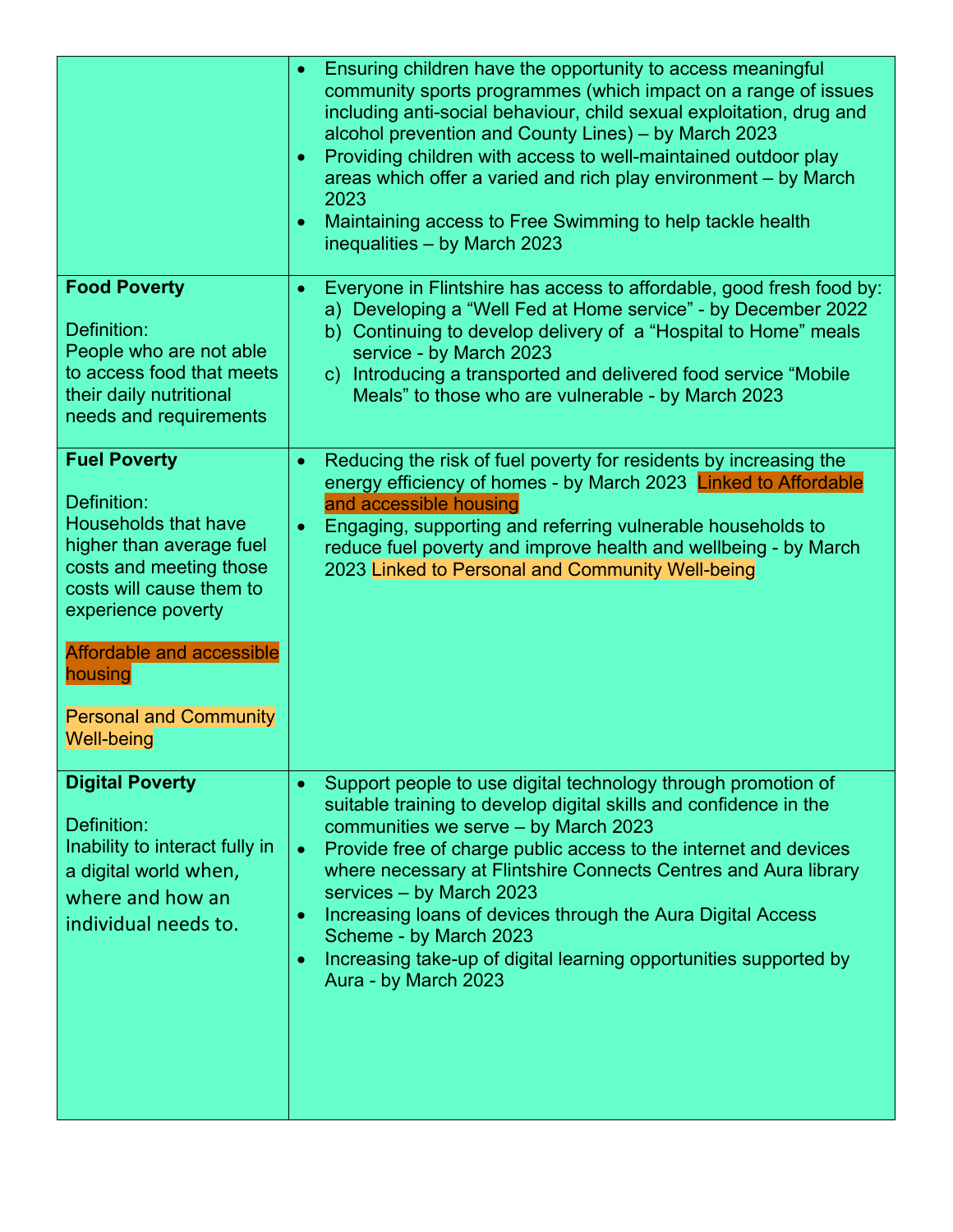| | |
|---|---|
| | • Ensuring children have the opportunity to access meaningful community sports programmes (which impact on a range of issues including anti-social behaviour, child sexual exploitation, drug and alcohol prevention and County Lines) – by March 2023<br>• Providing children with access to well-maintained outdoor play areas which offer a varied and rich play environment – by March 2023<br>• Maintaining access to Free Swimming to help tackle health inequalities – by March 2023 |
| **Food Poverty**<br><br>Definition:<br>People who are not able to access food that meets their daily nutritional needs and requirements | • Everyone in Flintshire has access to affordable, good fresh food by:<br>a) Developing a "Well Fed at Home service" - by December 2022<br>b) Continuing to develop delivery of a "Hospital to Home" meals service - by March 2023<br>c) Introducing a transported and delivered food service "Mobile Meals" to those who are vulnerable - by March 2023 |
| **Fuel Poverty**<br><br>Definition:<br>Households that have higher than average fuel costs and meeting those costs will cause them to experience poverty<br><br>Affordable and accessible housing<br><br>Personal and Community Well-being | • Reducing the risk of fuel poverty for residents by increasing the energy efficiency of homes - by March 2023 Linked to Affordable and accessible housing<br>• Engaging, supporting and referring vulnerable households to reduce fuel poverty and improve health and wellbeing - by March 2023 Linked to Personal and Community Well-being |
| **Digital Poverty**<br><br>Definition:<br>Inability to interact fully in a digital world when, where and how an individual needs to. | • Support people to use digital technology through promotion of suitable training to develop digital skills and confidence in the communities we serve – by March 2023<br>• Provide free of charge public access to the internet and devices where necessary at Flintshire Connects Centres and Aura library services – by March 2023<br>• Increasing loans of devices through the Aura Digital Access Scheme - by March 2023<br>• Increasing take-up of digital learning opportunities supported by Aura - by March 2023 |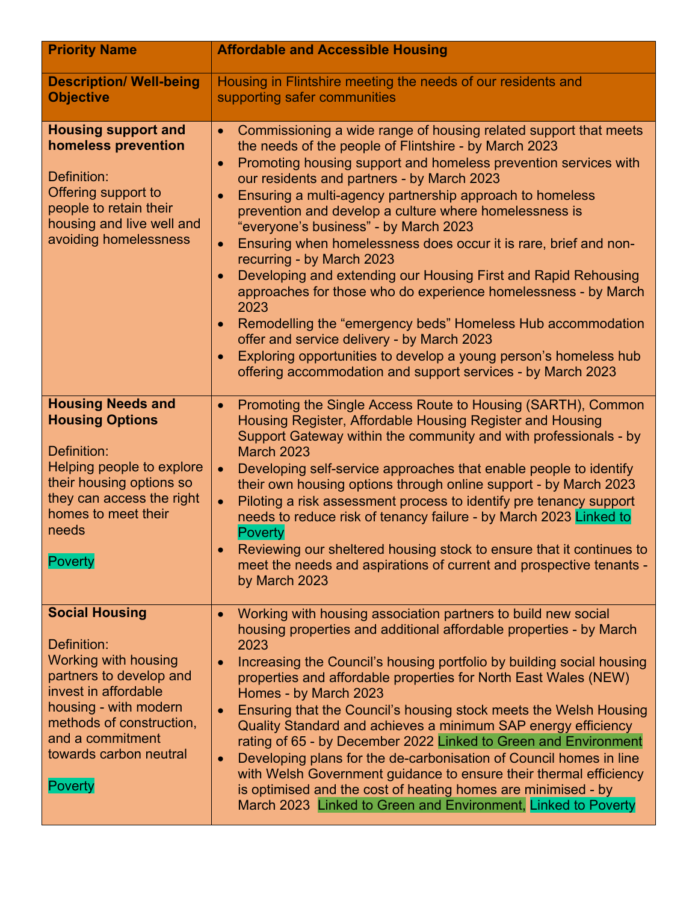| Priority Name | Affordable and Accessible Housing |
|---|---|
| **Description/ Well-being Objective** | Housing in Flintshire meeting the needs of our residents and supporting safer communities |
| **Housing support and homeless prevention**<br><br>Definition:<br>Offering support to people to retain their housing and live well and avoiding homelessness | • Commissioning a wide range of housing related support that meets the needs of the people of Flintshire - by March 2023<br>• Promoting housing support and homeless prevention services with our residents and partners - by March 2023<br>• Ensuring a multi-agency partnership approach to homeless prevention and develop a culture where homelessness is "everyone's business" - by March 2023<br>• Ensuring when homelessness does occur it is rare, brief and non-recurring - by March 2023<br>• Developing and extending our Housing First and Rapid Rehousing approaches for those who do experience homelessness - by March 2023<br>• Remodelling the "emergency beds" Homeless Hub accommodation offer and service delivery - by March 2023<br>• Exploring opportunities to develop a young person's homeless hub offering accommodation and support services - by March 2023 |
| **Housing Needs and Housing Options**<br><br>Definition:<br>Helping people to explore their housing options so they can access the right homes to meet their needs<br><br>Poverty | • Promoting the Single Access Route to Housing (SARTH), Common Housing Register, Affordable Housing Register and Housing Support Gateway within the community and with professionals - by March 2023<br>• Developing self-service approaches that enable people to identify their own housing options through online support - by March 2023<br>• Piloting a risk assessment process to identify pre tenancy support needs to reduce risk of tenancy failure - by March 2023 Linked to Poverty<br>• Reviewing our sheltered housing stock to ensure that it continues to meet the needs and aspirations of current and prospective tenants - by March 2023 |
| **Social Housing**<br><br>Definition:<br>Working with housing partners to develop and invest in affordable housing - with modern methods of construction, and a commitment towards carbon neutral<br><br>Poverty | • Working with housing association partners to build new social housing properties and additional affordable properties - by March 2023<br>• Increasing the Council's housing portfolio by building social housing properties and affordable properties for North East Wales (NEW) Homes - by March 2023<br>• Ensuring that the Council's housing stock meets the Welsh Housing Quality Standard and achieves a minimum SAP energy efficiency rating of 65 - by December 2022 Linked to Green and Environment<br>• Developing plans for the de-carbonisation of Council homes in line with Welsh Government guidance to ensure their thermal efficiency is optimised and the cost of heating homes are minimised - by March 2023 Linked to Green and Environment, Linked to Poverty |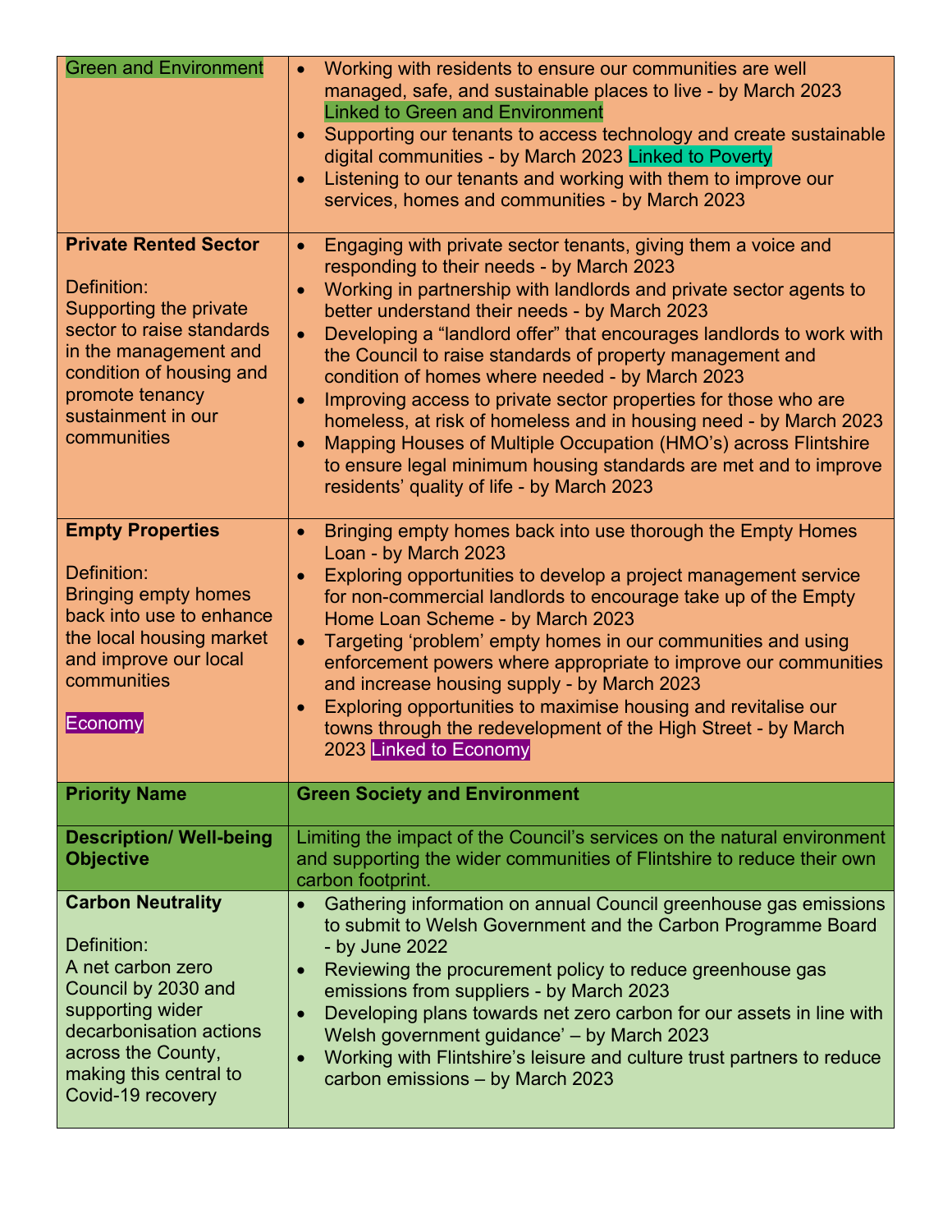| | |
|---|---|
| Green and Environment | • Working with residents to ensure our communities are well managed, safe, and sustainable places to live - by March 2023 Linked to Green and Environment<br>• Supporting our tenants to access technology and create sustainable digital communities - by March 2023 Linked to Poverty<br>• Listening to our tenants and working with them to improve our services, homes and communities - by March 2023 |
| **Private Rented Sector**<br><br>Definition:<br>Supporting the private sector to raise standards in the management and condition of housing and promote tenancy sustainment in our communities | • Engaging with private sector tenants, giving them a voice and responding to their needs - by March 2023<br>• Working in partnership with landlords and private sector agents to better understand their needs - by March 2023<br>• Developing a "landlord offer" that encourages landlords to work with the Council to raise standards of property management and condition of homes where needed - by March 2023<br>• Improving access to private sector properties for those who are homeless, at risk of homeless and in housing need - by March 2023<br>• Mapping Houses of Multiple Occupation (HMO's) across Flintshire to ensure legal minimum housing standards are met and to improve residents' quality of life - by March 2023 |
| **Empty Properties**<br><br>Definition:<br>Bringing empty homes back into use to enhance the local housing market and improve our local communities<br><br>Economy | • Bringing empty homes back into use thorough the Empty Homes Loan - by March 2023<br>• Exploring opportunities to develop a project management service for non-commercial landlords to encourage take up of the Empty Home Loan Scheme - by March 2023<br>• Targeting 'problem' empty homes in our communities and using enforcement powers where appropriate to improve our communities and increase housing supply - by March 2023<br>• Exploring opportunities to maximise housing and revitalise our towns through the redevelopment of the High Street - by March 2023 Linked to Economy |
| **Priority Name** | **Green Society and Environment** |
| **Description/ Well-being Objective** | Limiting the impact of the Council's services on the natural environment and supporting the wider communities of Flintshire to reduce their own carbon footprint. |
| **Carbon Neutrality**<br><br>Definition:<br>A net carbon zero Council by 2030 and supporting wider decarbonisation actions across the County, making this central to Covid-19 recovery | • Gathering information on annual Council greenhouse gas emissions to submit to Welsh Government and the Carbon Programme Board - by June 2022<br>• Reviewing the procurement policy to reduce greenhouse gas emissions from suppliers - by March 2023<br>• Developing plans towards net zero carbon for our assets in line with Welsh government guidance' – by March 2023<br>• Working with Flintshire's leisure and culture trust partners to reduce carbon emissions – by March 2023 |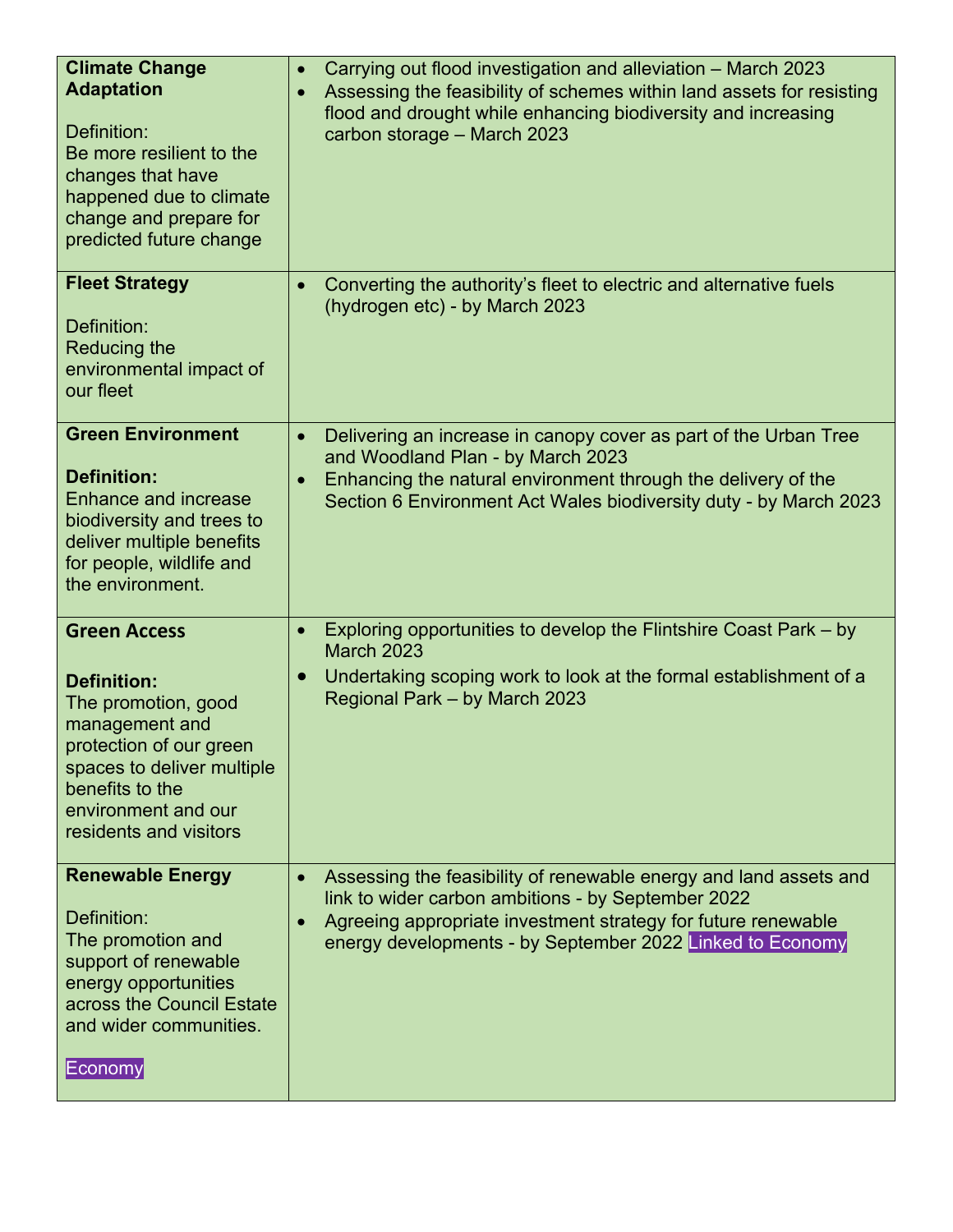| | |
|---|---|
| **Climate Change Adaptation**<br><br>Definition:<br>Be more resilient to the changes that have happened due to climate change and prepare for predicted future change | • Carrying out flood investigation and alleviation – March 2023<br>• Assessing the feasibility of schemes within land assets for resisting flood and drought while enhancing biodiversity and increasing carbon storage – March 2023 |
| **Fleet Strategy**<br><br>Definition:<br>Reducing the environmental impact of our fleet | • Converting the authority's fleet to electric and alternative fuels (hydrogen etc) - by March 2023 |
| **Green Environment**<br><br>**Definition:**<br>Enhance and increase biodiversity and trees to deliver multiple benefits for people, wildlife and the environment. | • Delivering an increase in canopy cover as part of the Urban Tree and Woodland Plan - by March 2023<br>• Enhancing the natural environment through the delivery of the Section 6 Environment Act Wales biodiversity duty - by March 2023 |
| **Green Access**<br><br>**Definition:**<br>The promotion, good management and protection of our green spaces to deliver multiple benefits to the environment and our residents and visitors | • Exploring opportunities to develop the Flintshire Coast Park – by March 2023<br>• Undertaking scoping work to look at the formal establishment of a Regional Park – by March 2023 |
| **Renewable Energy**<br><br>Definition:<br>The promotion and support of renewable energy opportunities across the Council Estate and wider communities.<br><br>Economy | • Assessing the feasibility of renewable energy and land assets and link to wider carbon ambitions - by September 2022<br>• Agreeing appropriate investment strategy for future renewable energy developments - by September 2022 Linked to Economy |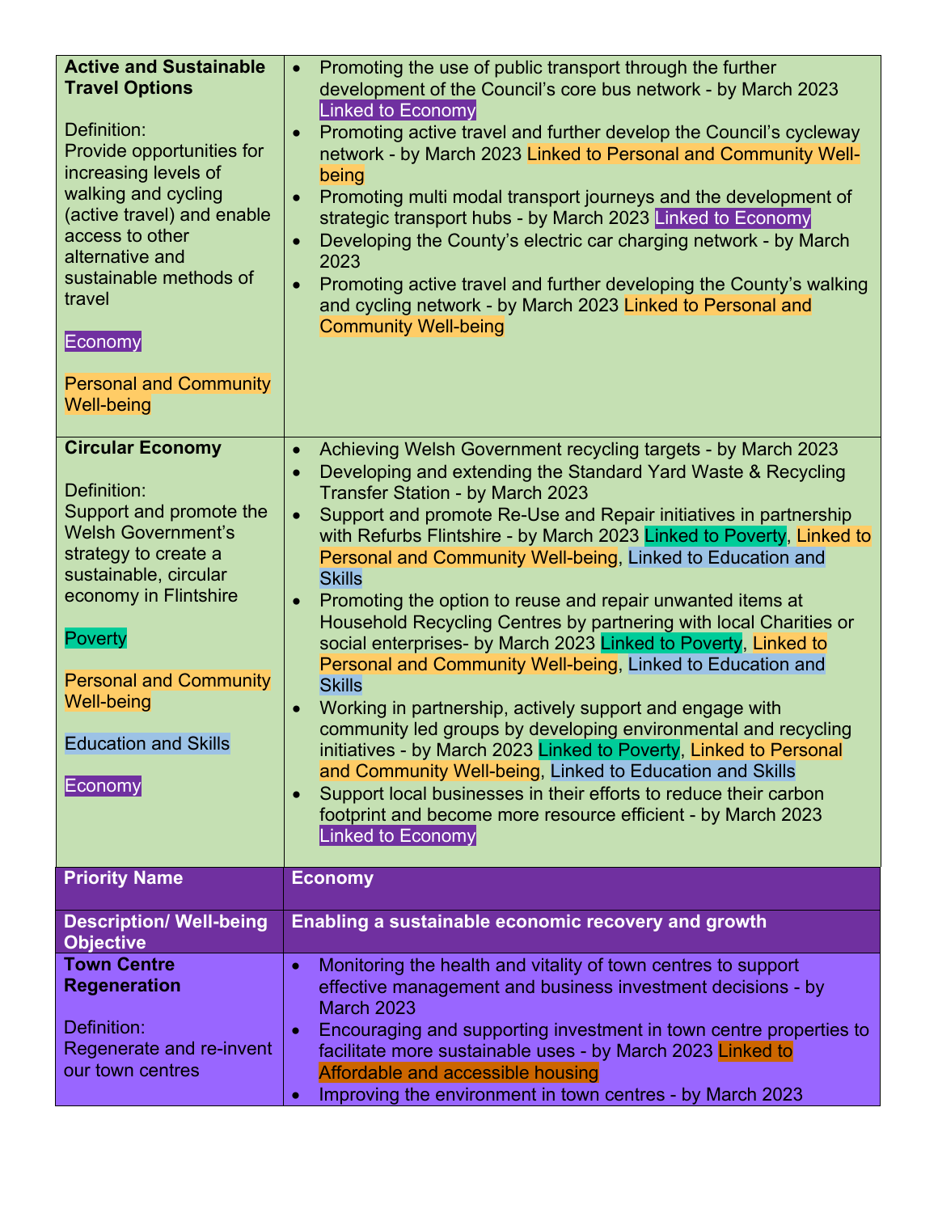| | |
|---|---|
| **Active and Sustainable Travel Options**<br><br>Definition:<br>Provide opportunities for increasing levels of walking and cycling (active travel) and enable access to other alternative and sustainable methods of travel<br><br>Economy<br><br>Personal and Community Well-being | • Promoting the use of public transport through the further development of the Council's core bus network - by March 2023 Linked to Economy<br>• Promoting active travel and further develop the Council's cycleway network - by March 2023 Linked to Personal and Community Well-being<br>• Promoting multi modal transport journeys and the development of strategic transport hubs - by March 2023 Linked to Economy<br>• Developing the County's electric car charging network - by March 2023<br>• Promoting active travel and further developing the County's walking and cycling network - by March 2023 Linked to Personal and Community Well-being |
| **Circular Economy**<br><br>Definition:<br>Support and promote the Welsh Government's strategy to create a sustainable, circular economy in Flintshire<br><br>Poverty<br><br>Personal and Community Well-being<br><br>Education and Skills<br><br>Economy | • Achieving Welsh Government recycling targets - by March 2023<br>• Developing and extending the Standard Yard Waste & Recycling Transfer Station - by March 2023<br>• Support and promote Re-Use and Repair initiatives in partnership with Refurbs Flintshire - by March 2023 Linked to Poverty, Linked to Personal and Community Well-being, Linked to Education and Skills<br>• Promoting the option to reuse and repair unwanted items at Household Recycling Centres by partnering with local Charities or social enterprises- by March 2023 Linked to Poverty, Linked to Personal and Community Well-being, Linked to Education and Skills<br>• Working in partnership, actively support and engage with community led groups by developing environmental and recycling initiatives - by March 2023 Linked to Poverty, Linked to Personal and Community Well-being, Linked to Education and Skills<br>• Support local businesses in their efforts to reduce their carbon footprint and become more resource efficient - by March 2023 Linked to Economy |
| **Priority Name** | **Economy** |
| **Description/ Well-being Objective** | **Enabling a sustainable economic recovery and growth** |
| **Town Centre Regeneration**<br><br>Definition:<br>Regenerate and re-invent our town centres | • Monitoring the health and vitality of town centres to support effective management and business investment decisions - by March 2023<br>• Encouraging and supporting investment in town centre properties to facilitate more sustainable uses - by March 2023 Linked to Affordable and accessible housing<br>• Improving the environment in town centres - by March 2023 |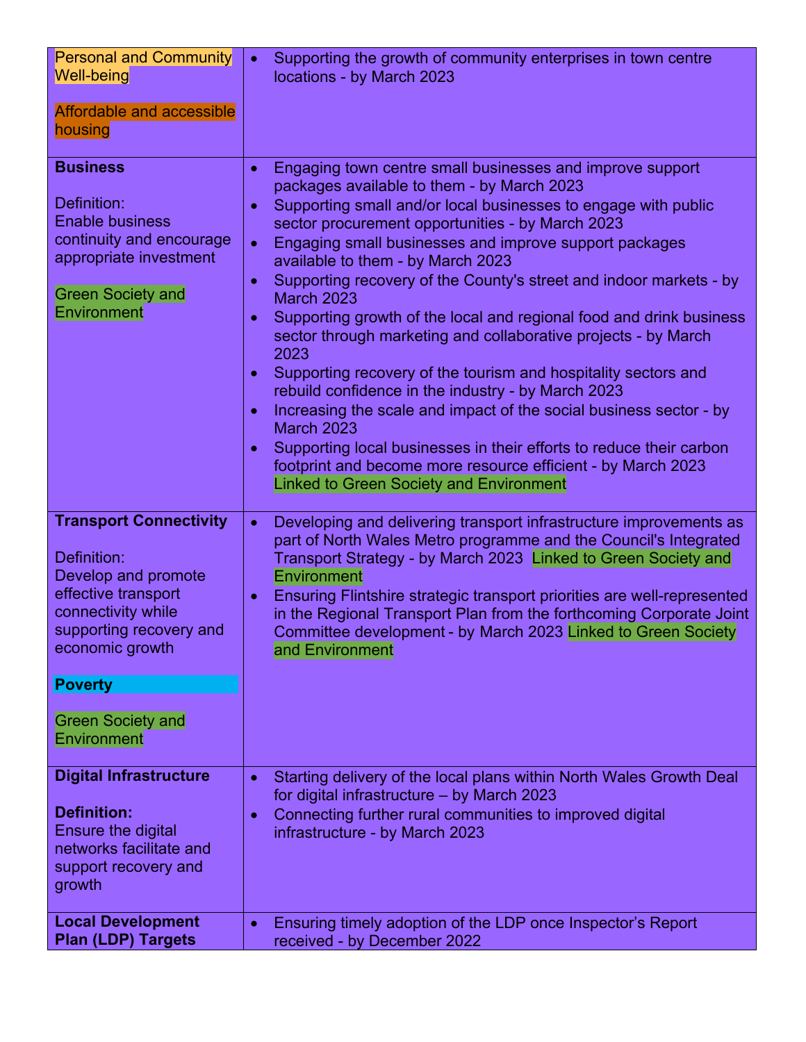| | |
|---|---|
| Personal and Community Well-being<br><br>Affordable and accessible housing | • Supporting the growth of community enterprises in town centre locations - by March 2023 |
| **Business**<br><br>Definition:<br>Enable business continuity and encourage appropriate investment<br><br>Green Society and Environment | • Engaging town centre small businesses and improve support packages available to them - by March 2023<br>• Supporting small and/or local businesses to engage with public sector procurement opportunities - by March 2023<br>• Engaging small businesses and improve support packages available to them - by March 2023<br>• Supporting recovery of the County's street and indoor markets - by March 2023<br>• Supporting growth of the local and regional food and drink business sector through marketing and collaborative projects - by March 2023<br>• Supporting recovery of the tourism and hospitality sectors and rebuild confidence in the industry - by March 2023<br>• Increasing the scale and impact of the social business sector - by March 2023<br>• Supporting local businesses in their efforts to reduce their carbon footprint and become more resource efficient - by March 2023 Linked to Green Society and Environment |
| **Transport Connectivity**<br><br>Definition:<br>Develop and promote effective transport connectivity while supporting recovery and economic growth<br><br>**Poverty**<br><br>Green Society and Environment | • Developing and delivering transport infrastructure improvements as part of North Wales Metro programme and the Council's Integrated Transport Strategy - by March 2023 Linked to Green Society and Environment<br>• Ensuring Flintshire strategic transport priorities are well-represented in the Regional Transport Plan from the forthcoming Corporate Joint Committee development - by March 2023 Linked to Green Society and Environment |
| **Digital Infrastructure**<br><br>**Definition:**<br>Ensure the digital networks facilitate and support recovery and growth | • Starting delivery of the local plans within North Wales Growth Deal for digital infrastructure – by March 2023<br>• Connecting further rural communities to improved digital infrastructure - by March 2023 |
| **Local Development Plan (LDP) Targets** | • Ensuring timely adoption of the LDP once Inspector's Report received - by December 2022 |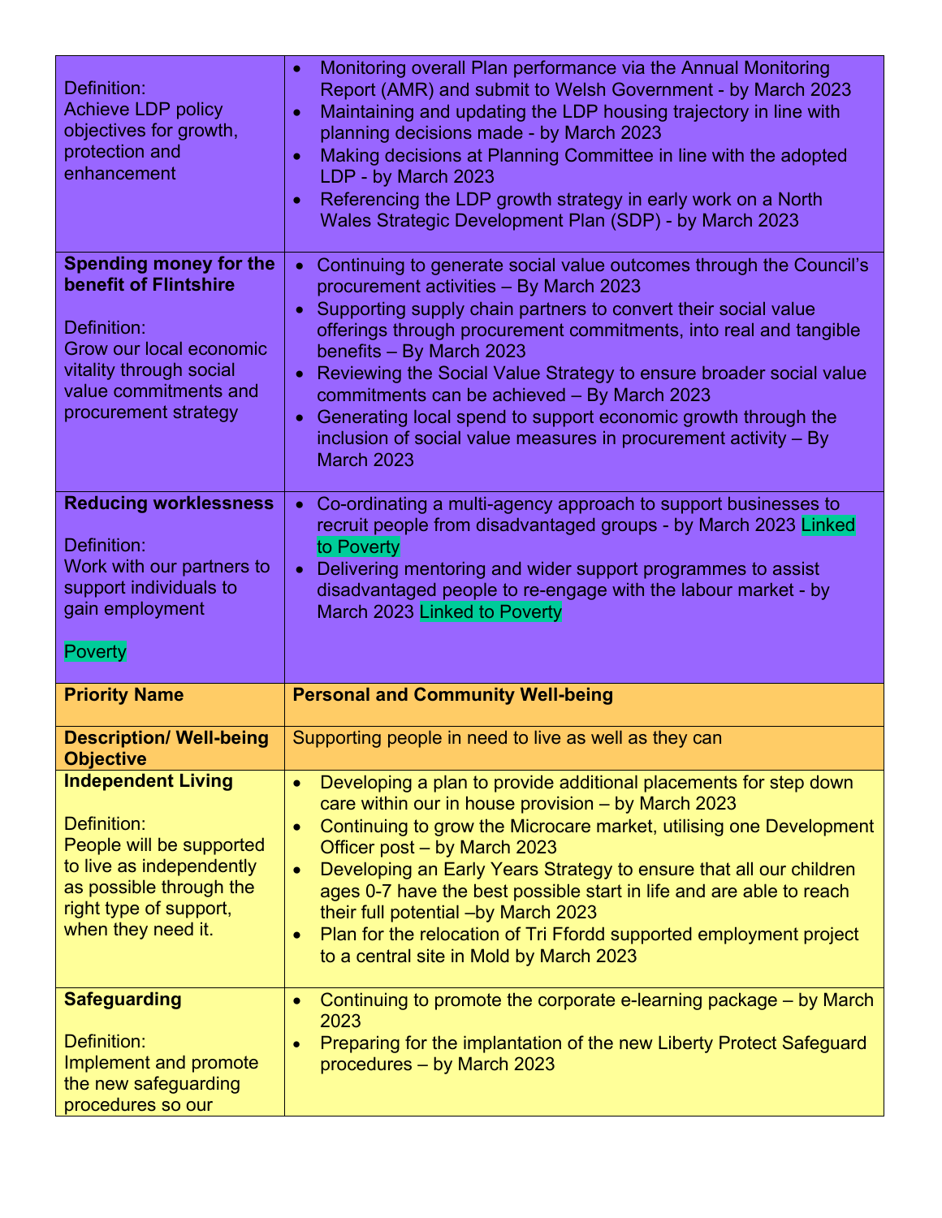| | |
|---|---|
| Definition:<br>Achieve LDP policy objectives for growth, protection and enhancement | • Monitoring overall Plan performance via the Annual Monitoring Report (AMR) and submit to Welsh Government - by March 2023<br>• Maintaining and updating the LDP housing trajectory in line with planning decisions made - by March 2023<br>• Making decisions at Planning Committee in line with the adopted LDP - by March 2023<br>• Referencing the LDP growth strategy in early work on a North Wales Strategic Development Plan (SDP) - by March 2023 |
| **Spending money for the benefit of Flintshire**<br><br>Definition:<br>Grow our local economic vitality through social value commitments and procurement strategy | • Continuing to generate social value outcomes through the Council's procurement activities – By March 2023<br>• Supporting supply chain partners to convert their social value offerings through procurement commitments, into real and tangible benefits – By March 2023<br>• Reviewing the Social Value Strategy to ensure broader social value commitments can be achieved – By March 2023<br>• Generating local spend to support economic growth through the inclusion of social value measures in procurement activity – By March 2023 |
| **Reducing worklessness**<br><br>Definition:<br>Work with our partners to support individuals to gain employment<br><br>Poverty | • Co-ordinating a multi-agency approach to support businesses to recruit people from disadvantaged groups - by March 2023 Linked to Poverty<br>• Delivering mentoring and wider support programmes to assist disadvantaged people to re-engage with the labour market - by March 2023 Linked to Poverty |
| **Priority Name** | **Personal and Community Well-being** |
| **Description/ Well-being Objective** | Supporting people in need to live as well as they can |
| **Independent Living**<br><br>Definition:<br>People will be supported to live as independently as possible through the right type of support, when they need it. | • Developing a plan to provide additional placements for step down care within our in house provision – by March 2023<br>• Continuing to grow the Microcare market, utilising one Development Officer post – by March 2023<br>• Developing an Early Years Strategy to ensure that all our children ages 0-7 have the best possible start in life and are able to reach their full potential –by March 2023<br>• Plan for the relocation of Tri Ffordd supported employment project to a central site in Mold by March 2023 |
| **Safeguarding**<br><br>Definition:<br>Implement and promote the new safeguarding procedures so our | • Continuing to promote the corporate e-learning package – by March 2023<br>• Preparing for the implantation of the new Liberty Protect Safeguard procedures – by March 2023 |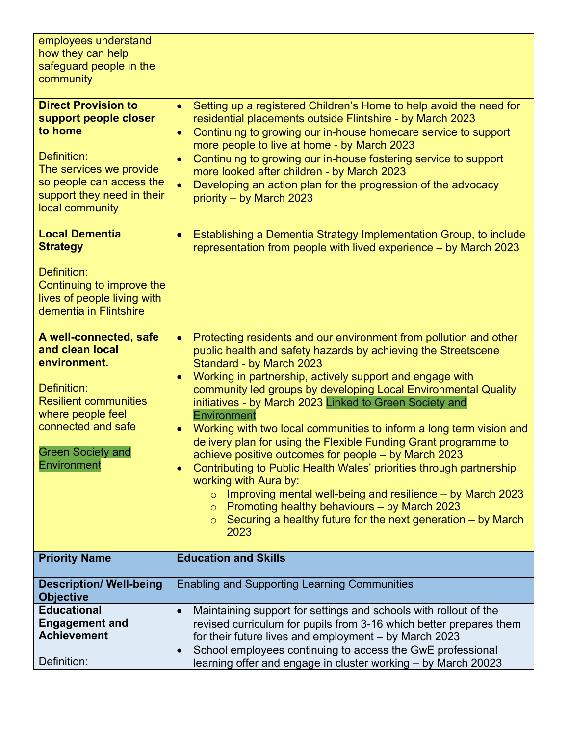| | |
|---|---|
| employees understand how they can help safeguard people in the community | |
| **Direct Provision to support people closer to home**<br><br>Definition:<br>The services we provide so people can access the support they need in their local community | • Setting up a registered Children's Home to help avoid the need for residential placements outside Flintshire - by March 2023<br>• Continuing to growing our in-house homecare service to support more people to live at home - by March 2023<br>• Continuing to growing our in-house fostering service to support more looked after children - by March 2023<br>• Developing an action plan for the progression of the advocacy priority – by March 2023 |
| **Local Dementia Strategy**<br><br>Definition:<br>Continuing to improve the lives of people living with dementia in Flintshire | • Establishing a Dementia Strategy Implementation Group, to include representation from people with lived experience – by March 2023 |
| **A well-connected, safe and clean local environment.**<br><br>Definition:<br>Resilient communities where people feel connected and safe<br><br>Green Society and Environment | • Protecting residents and our environment from pollution and other public health and safety hazards by achieving the Streetscene Standard - by March 2023<br>• Working in partnership, actively support and engage with community led groups by developing Local Environmental Quality initiatives - by March 2023 Linked to Green Society and Environment<br>• Working with two local communities to inform a long term vision and delivery plan for using the Flexible Funding Grant programme to achieve positive outcomes for people – by March 2023<br>• Contributing to Public Health Wales' priorities through partnership working with Aura by:<br>  ○ Improving mental well-being and resilience – by March 2023<br>  ○ Promoting healthy behaviours – by March 2023<br>  ○ Securing a healthy future for the next generation – by March 2023 |
| **Priority Name** | **Education and Skills** |
| **Description/ Well-being Objective** | Enabling and Supporting Learning Communities |
| **Educational Engagement and Achievement**<br><br>Definition: | • Maintaining support for settings and schools with rollout of the revised curriculum for pupils from 3-16 which better prepares them for their future lives and employment – by March 2023<br>• School employees continuing to access the GwE professional learning offer and engage in cluster working – by March 20023 |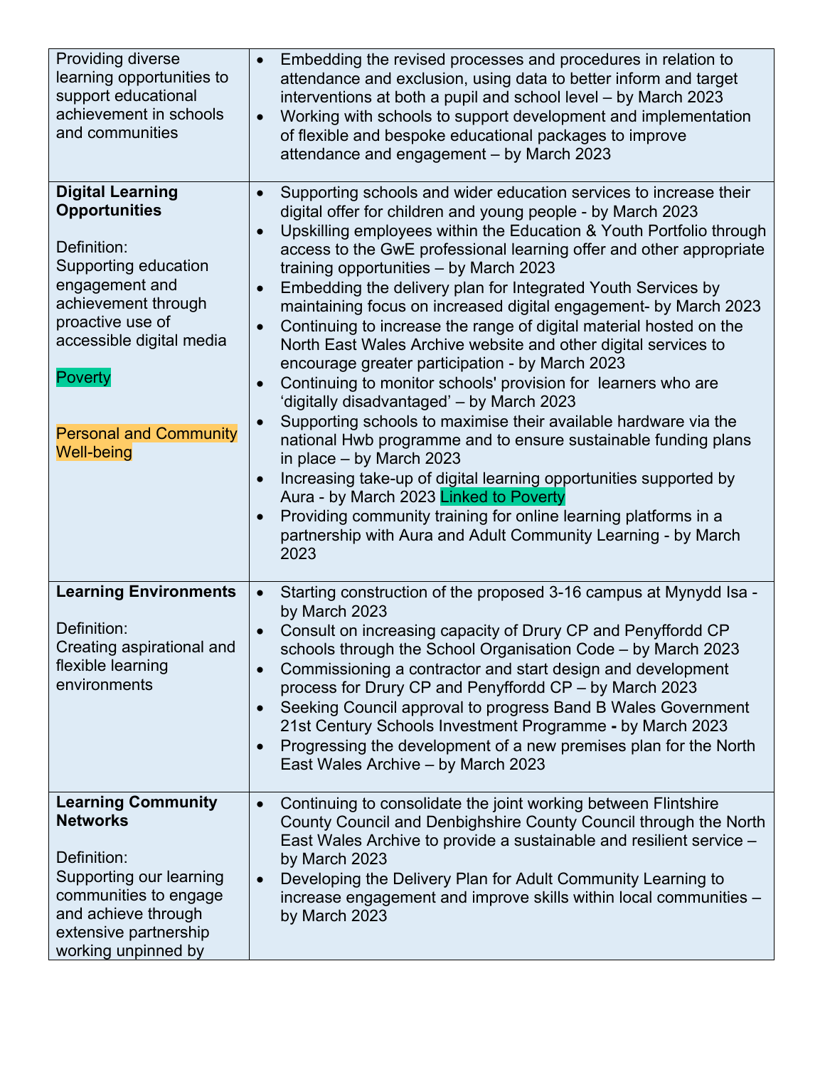| | |
|---|---|
| Providing diverse learning opportunities to support educational achievement in schools and communities | • Embedding the revised processes and procedures in relation to attendance and exclusion, using data to better inform and target interventions at both a pupil and school level – by March 2023<br>• Working with schools to support development and implementation of flexible and bespoke educational packages to improve attendance and engagement – by March 2023 |
| **Digital Learning Opportunities**<br><br>Definition:<br>Supporting education engagement and achievement through proactive use of accessible digital media<br><br>Poverty<br><br>Personal and Community Well-being | • Supporting schools and wider education services to increase their digital offer for children and young people - by March 2023<br>• Upskilling employees within the Education & Youth Portfolio through access to the GwE professional learning offer and other appropriate training opportunities – by March 2023<br>• Embedding the delivery plan for Integrated Youth Services by maintaining focus on increased digital engagement- by March 2023<br>• Continuing to increase the range of digital material hosted on the North East Wales Archive website and other digital services to encourage greater participation - by March 2023<br>• Continuing to monitor schools' provision for learners who are 'digitally disadvantaged' – by March 2023<br>• Supporting schools to maximise their available hardware via the national Hwb programme and to ensure sustainable funding plans in place – by March 2023<br>• Increasing take-up of digital learning opportunities supported by Aura - by March 2023 Linked to Poverty<br>• Providing community training for online learning platforms in a partnership with Aura and Adult Community Learning - by March 2023 |
| **Learning Environments**<br><br>Definition:<br>Creating aspirational and flexible learning environments | • Starting construction of the proposed 3-16 campus at Mynydd Isa - by March 2023<br>• Consult on increasing capacity of Drury CP and Penyffordd CP schools through the School Organisation Code – by March 2023<br>• Commissioning a contractor and start design and development process for Drury CP and Penyffordd CP – by March 2023<br>• Seeking Council approval to progress Band B Wales Government 21st Century Schools Investment Programme **-** by March 2023<br>• Progressing the development of a new premises plan for the North East Wales Archive – by March 2023 |
| **Learning Community Networks**<br><br>Definition:<br>Supporting our learning communities to engage and achieve through extensive partnership working unpinned by | • Continuing to consolidate the joint working between Flintshire County Council and Denbighshire County Council through the North East Wales Archive to provide a sustainable and resilient service – by March 2023<br>• Developing the Delivery Plan for Adult Community Learning to increase engagement and improve skills within local communities – by March 2023 |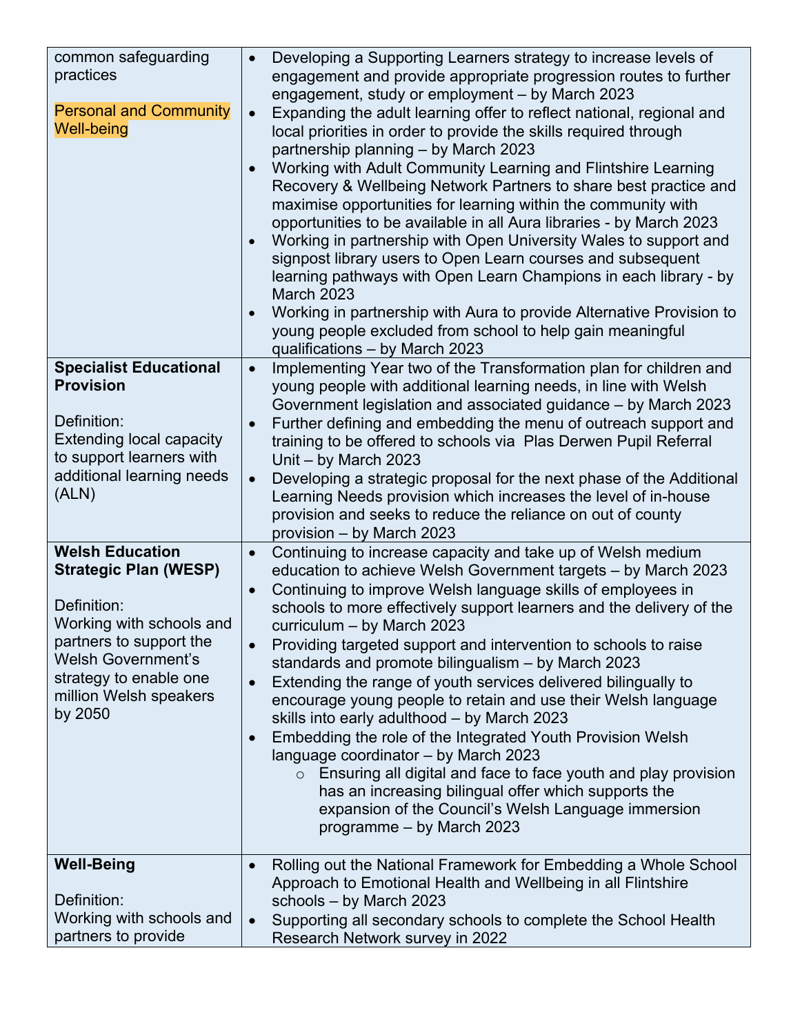| | |
|---|---|
| common safeguarding practices<br><br>Personal and Community Well-being | • Developing a Supporting Learners strategy to increase levels of engagement and provide appropriate progression routes to further engagement, study or employment – by March 2023<br>• Expanding the adult learning offer to reflect national, regional and local priorities in order to provide the skills required through partnership planning – by March 2023<br>• Working with Adult Community Learning and Flintshire Learning Recovery & Wellbeing Network Partners to share best practice and maximise opportunities for learning within the community with opportunities to be available in all Aura libraries - by March 2023<br>• Working in partnership with Open University Wales to support and signpost library users to Open Learn courses and subsequent learning pathways with Open Learn Champions in each library - by March 2023<br>• Working in partnership with Aura to provide Alternative Provision to young people excluded from school to help gain meaningful qualifications – by March 2023 |
| **Specialist Educational Provision**<br><br>Definition:<br>Extending local capacity to support learners with additional learning needs (ALN) | • Implementing Year two of the Transformation plan for children and young people with additional learning needs, in line with Welsh Government legislation and associated guidance – by March 2023<br>• Further defining and embedding the menu of outreach support and training to be offered to schools via Plas Derwen Pupil Referral Unit – by March 2023<br>• Developing a strategic proposal for the next phase of the Additional Learning Needs provision which increases the level of in-house provision and seeks to reduce the reliance on out of county provision – by March 2023 |
| **Welsh Education Strategic Plan (WESP)**<br><br>Definition:<br>Working with schools and partners to support the Welsh Government's strategy to enable one million Welsh speakers by 2050 | • Continuing to increase capacity and take up of Welsh medium education to achieve Welsh Government targets – by March 2023<br>• Continuing to improve Welsh language skills of employees in schools to more effectively support learners and the delivery of the curriculum – by March 2023<br>• Providing targeted support and intervention to schools to raise standards and promote bilingualism – by March 2023<br>• Extending the range of youth services delivered bilingually to encourage young people to retain and use their Welsh language skills into early adulthood – by March 2023<br>• Embedding the role of the Integrated Youth Provision Welsh language coordinator – by March 2023<br>&nbsp;&nbsp;&nbsp;&nbsp;○ Ensuring all digital and face to face youth and play provision has an increasing bilingual offer which supports the expansion of the Council's Welsh Language immersion programme – by March 2023 |
| **Well-Being**<br><br>Definition:<br>Working with schools and partners to provide | • Rolling out the National Framework for Embedding a Whole School Approach to Emotional Health and Wellbeing in all Flintshire schools – by March 2023<br>• Supporting all secondary schools to complete the School Health Research Network survey in 2022 |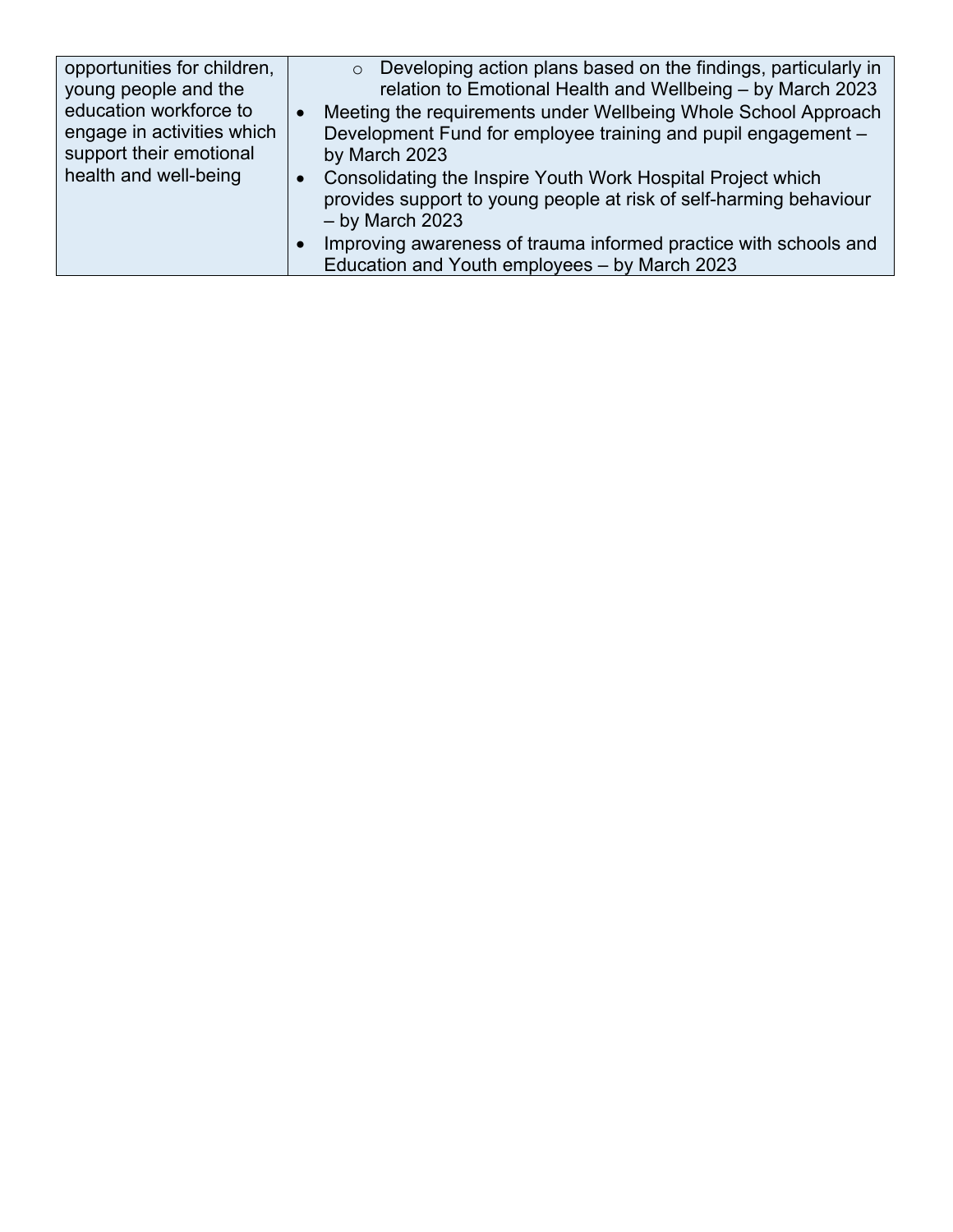| | |
|---|---|
| opportunities for children, young people and the education workforce to engage in activities which support their emotional health and well-being | ◦ Developing action plans based on the findings, particularly in relation to Emotional Health and Wellbeing – by March 2023<br>• Meeting the requirements under Wellbeing Whole School Approach Development Fund for employee training and pupil engagement – by March 2023<br>• Consolidating the Inspire Youth Work Hospital Project which provides support to young people at risk of self-harming behaviour – by March 2023<br>• Improving awareness of trauma informed practice with schools and Education and Youth employees – by March 2023 |